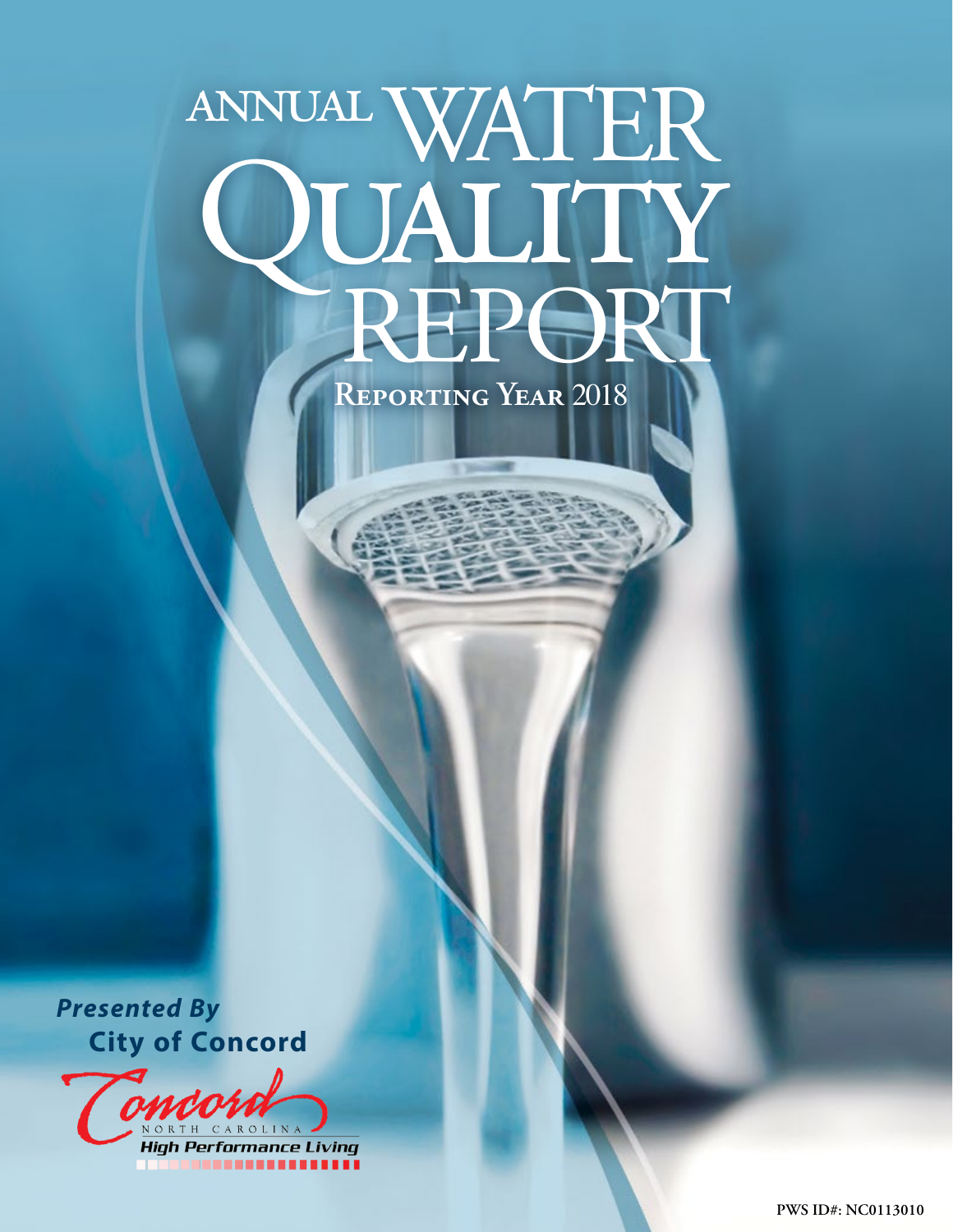# ANNUAL WATER QUALITY REPORT

**Reporting Year 2018**

***Presented By***

**City of Concord**

Concord
NORTH CAROLINA
*High Performance Living*

PWS ID#: NC0113010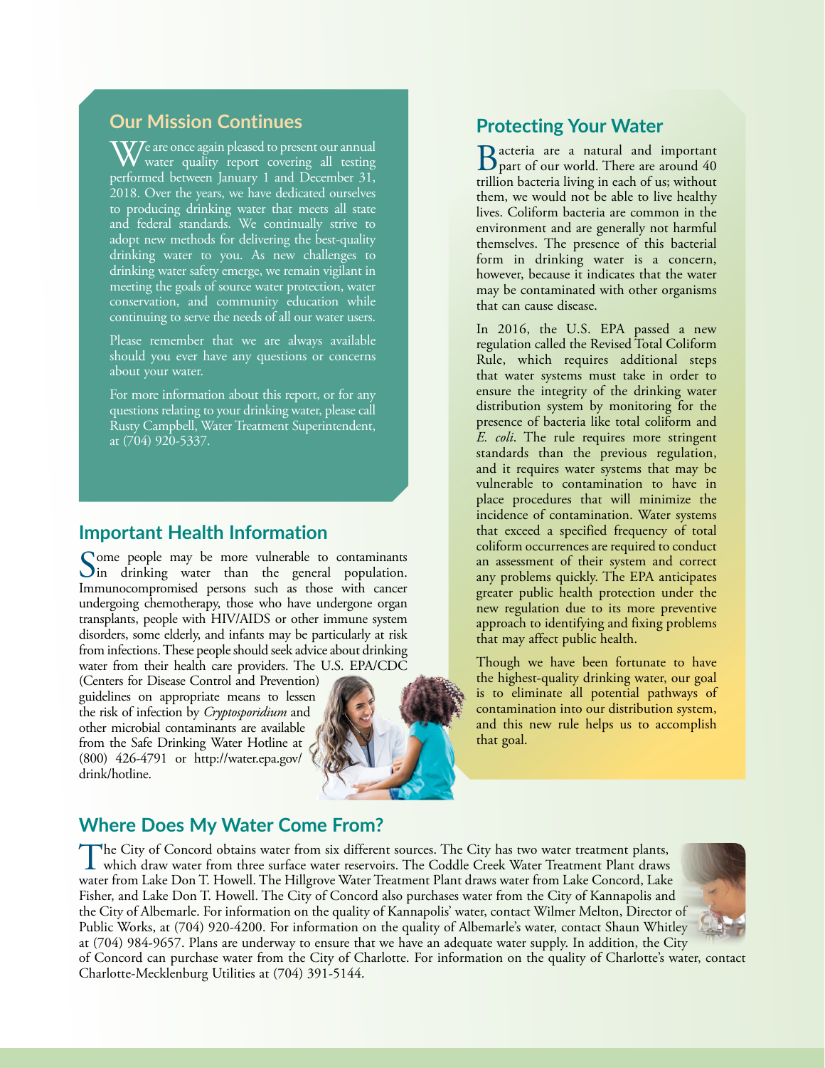## Our Mission Continues

We are once again pleased to present our annual water quality report covering all testing performed between January 1 and December 31, 2018. Over the years, we have dedicated ourselves to producing drinking water that meets all state and federal standards. We continually strive to adopt new methods for delivering the best-quality drinking water to you. As new challenges to drinking water safety emerge, we remain vigilant in meeting the goals of source water protection, water conservation, and community education while continuing to serve the needs of all our water users.

Please remember that we are always available should you ever have any questions or concerns about your water.

For more information about this report, or for any questions relating to your drinking water, please call Rusty Campbell, Water Treatment Superintendent, at (704) 920-5337.

## Important Health Information

Some people may be more vulnerable to contaminants in drinking water than the general population. Immunocompromised persons such as those with cancer undergoing chemotherapy, those who have undergone organ transplants, people with HIV/AIDS or other immune system disorders, some elderly, and infants may be particularly at risk from infections. These people should seek advice about drinking water from their health care providers. The U.S. EPA/CDC (Centers for Disease Control and Prevention) guidelines on appropriate means to lessen the risk of infection by *Cryptosporidium* and other microbial contaminants are available from the Safe Drinking Water Hotline at (800) 426-4791 or http://water.epa.gov/drink/hotline.

## Protecting Your Water

Bacteria are a natural and important part of our world. There are around 40 trillion bacteria living in each of us; without them, we would not be able to live healthy lives. Coliform bacteria are common in the environment and are generally not harmful themselves. The presence of this bacterial form in drinking water is a concern, however, because it indicates that the water may be contaminated with other organisms that can cause disease.

In 2016, the U.S. EPA passed a new regulation called the Revised Total Coliform Rule, which requires additional steps that water systems must take in order to ensure the integrity of the drinking water distribution system by monitoring for the presence of bacteria like total coliform and *E. coli*. The rule requires more stringent standards than the previous regulation, and it requires water systems that may be vulnerable to contamination to have in place procedures that will minimize the incidence of contamination. Water systems that exceed a specified frequency of total coliform occurrences are required to conduct an assessment of their system and correct any problems quickly. The EPA anticipates greater public health protection under the new regulation due to its more preventive approach to identifying and fixing problems that may affect public health.

Though we have been fortunate to have the highest-quality drinking water, our goal is to eliminate all potential pathways of contamination into our distribution system, and this new rule helps us to accomplish that goal.

## Where Does My Water Come From?

The City of Concord obtains water from six different sources. The City has two water treatment plants, which draw water from three surface water reservoirs. The Coddle Creek Water Treatment Plant draws water from Lake Don T. Howell. The Hillgrove Water Treatment Plant draws water from Lake Concord, Lake Fisher, and Lake Don T. Howell. The City of Concord also purchases water from the City of Kannapolis and the City of Albemarle. For information on the quality of Kannapolis' water, contact Wilmer Melton, Director of Public Works, at (704) 920-4200. For information on the quality of Albemarle's water, contact Shaun Whitley at (704) 984-9657. Plans are underway to ensure that we have an adequate water supply. In addition, the City of Concord can purchase water from the City of Charlotte. For information on the quality of Charlotte's water, contact Charlotte-Mecklenburg Utilities at (704) 391-5144.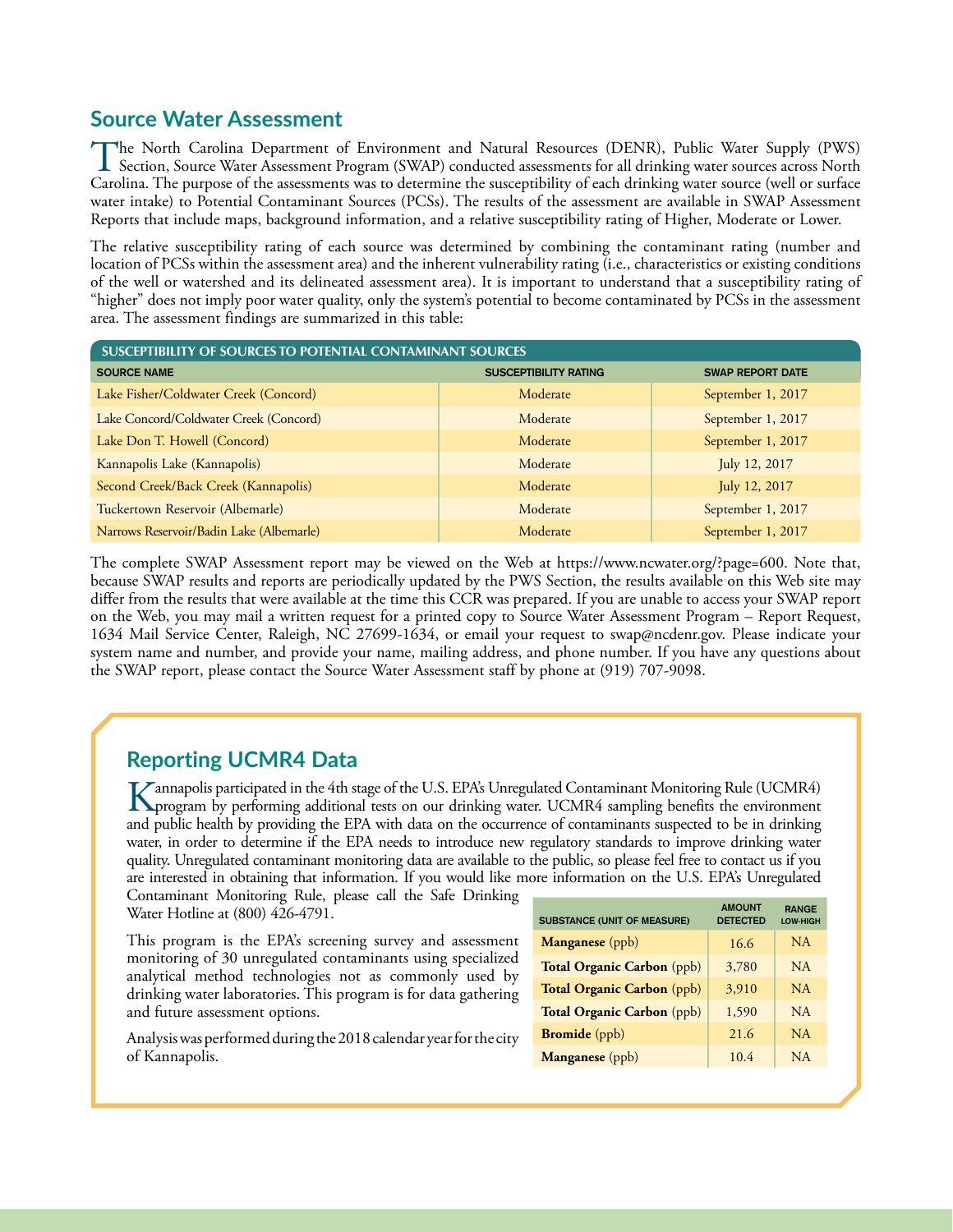## Source Water Assessment

The North Carolina Department of Environment and Natural Resources (DENR), Public Water Supply (PWS) Section, Source Water Assessment Program (SWAP) conducted assessments for all drinking water sources across North Carolina. The purpose of the assessments was to determine the susceptibility of each drinking water source (well or surface water intake) to Potential Contaminant Sources (PCSs). The results of the assessment are available in SWAP Assessment Reports that include maps, background information, and a relative susceptibility rating of Higher, Moderate or Lower.

The relative susceptibility rating of each source was determined by combining the contaminant rating (number and location of PCSs within the assessment area) and the inherent vulnerability rating (i.e., characteristics or existing conditions of the well or watershed and its delineated assessment area). It is important to understand that a susceptibility rating of "higher" does not imply poor water quality, only the system's potential to become contaminated by PCSs in the assessment area. The assessment findings are summarized in this table:

**SUSCEPTIBILITY OF SOURCES TO POTENTIAL CONTAMINANT SOURCES**

| SOURCE NAME | SUSCEPTIBILITY RATING | SWAP REPORT DATE |
|---|---|---|
| Lake Fisher/Coldwater Creek (Concord) | Moderate | September 1, 2017 |
| Lake Concord/Coldwater Creek (Concord) | Moderate | September 1, 2017 |
| Lake Don T. Howell (Concord) | Moderate | September 1, 2017 |
| Kannapolis Lake (Kannapolis) | Moderate | July 12, 2017 |
| Second Creek/Back Creek (Kannapolis) | Moderate | July 12, 2017 |
| Tuckertown Reservoir (Albemarle) | Moderate | September 1, 2017 |
| Narrows Reservoir/Badin Lake (Albemarle) | Moderate | September 1, 2017 |

The complete SWAP Assessment report may be viewed on the Web at https://www.ncwater.org/?page=600. Note that, because SWAP results and reports are periodically updated by the PWS Section, the results available on this Web site may differ from the results that were available at the time this CCR was prepared. If you are unable to access your SWAP report on the Web, you may mail a written request for a printed copy to Source Water Assessment Program – Report Request, 1634 Mail Service Center, Raleigh, NC 27699-1634, or email your request to swap@ncdenr.gov. Please indicate your system name and number, and provide your name, mailing address, and phone number. If you have any questions about the SWAP report, please contact the Source Water Assessment staff by phone at (919) 707-9098.

## Reporting UCMR4 Data

Kannapolis participated in the 4th stage of the U.S. EPA's Unregulated Contaminant Monitoring Rule (UCMR4) program by performing additional tests on our drinking water. UCMR4 sampling benefits the environment and public health by providing the EPA with data on the occurrence of contaminants suspected to be in drinking water, in order to determine if the EPA needs to introduce new regulatory standards to improve drinking water quality. Unregulated contaminant monitoring data are available to the public, so please feel free to contact us if you are interested in obtaining that information. If you would like more information on the U.S. EPA's Unregulated Contaminant Monitoring Rule, please call the Safe Drinking Water Hotline at (800) 426-4791.

This program is the EPA's screening survey and assessment monitoring of 30 unregulated contaminants using specialized analytical method technologies not as commonly used by drinking water laboratories. This program is for data gathering and future assessment options.

Analysis was performed during the 2018 calendar year for the city of Kannapolis.

| SUBSTANCE (UNIT OF MEASURE) | AMOUNT DETECTED | RANGE LOW-HIGH |
|---|---|---|
| **Manganese** (ppb) | 16.6 | NA |
| **Total Organic Carbon** (ppb) | 3,780 | NA |
| **Total Organic Carbon** (ppb) | 3,910 | NA |
| **Total Organic Carbon** (ppb) | 1,590 | NA |
| **Bromide** (ppb) | 21.6 | NA |
| **Manganese** (ppb) | 10.4 | NA |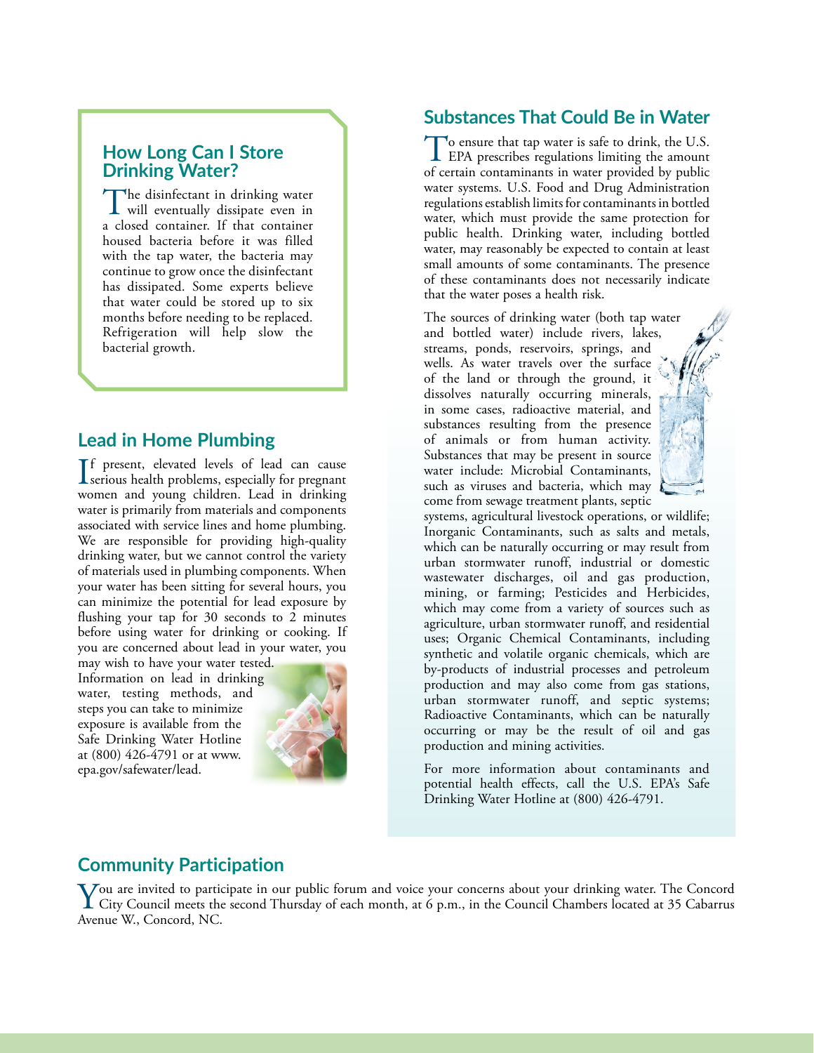## How Long Can I Store Drinking Water?

The disinfectant in drinking water will eventually dissipate even in a closed container. If that container housed bacteria before it was filled with the tap water, the bacteria may continue to grow once the disinfectant has dissipated. Some experts believe that water could be stored up to six months before needing to be replaced. Refrigeration will help slow the bacterial growth.

## Lead in Home Plumbing

If present, elevated levels of lead can cause serious health problems, especially for pregnant women and young children. Lead in drinking water is primarily from materials and components associated with service lines and home plumbing. We are responsible for providing high-quality drinking water, but we cannot control the variety of materials used in plumbing components. When your water has been sitting for several hours, you can minimize the potential for lead exposure by flushing your tap for 30 seconds to 2 minutes before using water for drinking or cooking. If you are concerned about lead in your water, you may wish to have your water tested. Information on lead in drinking water, testing methods, and steps you can take to minimize exposure is available from the Safe Drinking Water Hotline at (800) 426-4791 or at www.epa.gov/safewater/lead.

## Substances That Could Be in Water

To ensure that tap water is safe to drink, the U.S. EPA prescribes regulations limiting the amount of certain contaminants in water provided by public water systems. U.S. Food and Drug Administration regulations establish limits for contaminants in bottled water, which must provide the same protection for public health. Drinking water, including bottled water, may reasonably be expected to contain at least small amounts of some contaminants. The presence of these contaminants does not necessarily indicate that the water poses a health risk.

The sources of drinking water (both tap water and bottled water) include rivers, lakes, streams, ponds, reservoirs, springs, and wells. As water travels over the surface of the land or through the ground, it dissolves naturally occurring minerals, in some cases, radioactive material, and substances resulting from the presence of animals or from human activity. Substances that may be present in source water include: Microbial Contaminants, such as viruses and bacteria, which may come from sewage treatment plants, septic systems, agricultural livestock operations, or wildlife; Inorganic Contaminants, such as salts and metals, which can be naturally occurring or may result from urban stormwater runoff, industrial or domestic wastewater discharges, oil and gas production, mining, or farming; Pesticides and Herbicides, which may come from a variety of sources such as agriculture, urban stormwater runoff, and residential uses; Organic Chemical Contaminants, including synthetic and volatile organic chemicals, which are by-products of industrial processes and petroleum production and may also come from gas stations, urban stormwater runoff, and septic systems; Radioactive Contaminants, which can be naturally occurring or may be the result of oil and gas production and mining activities.

For more information about contaminants and potential health effects, call the U.S. EPA's Safe Drinking Water Hotline at (800) 426-4791.

## Community Participation

You are invited to participate in our public forum and voice your concerns about your drinking water. The Concord City Council meets the second Thursday of each month, at 6 p.m., in the Council Chambers located at 35 Cabarrus Avenue W., Concord, NC.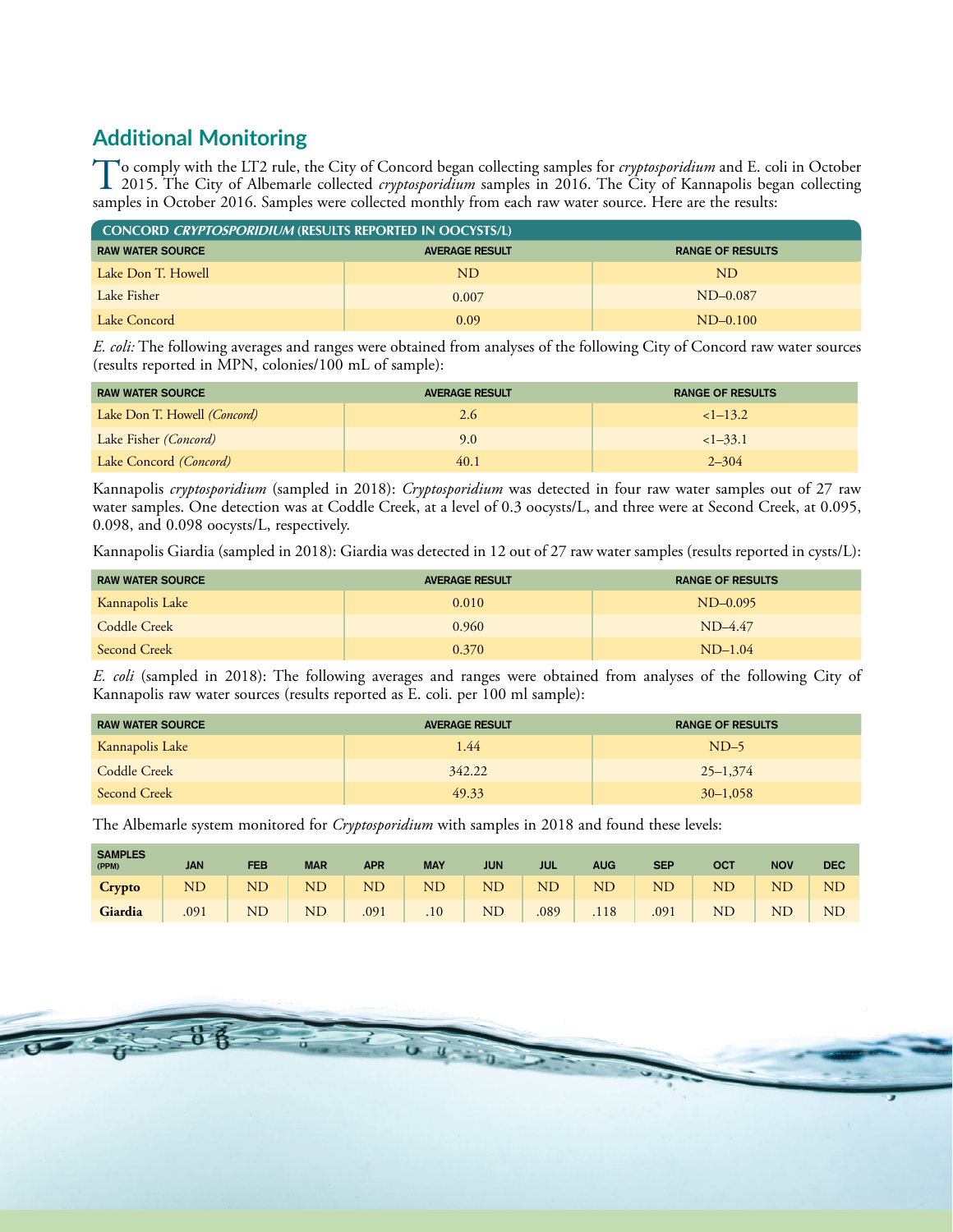## Additional Monitoring

To comply with the LT2 rule, the City of Concord began collecting samples for *cryptosporidium* and E. coli in October 2015. The City of Albemarle collected *cryptosporidium* samples in 2016. The City of Kannapolis began collecting samples in October 2016. Samples were collected monthly from each raw water source. Here are the results:

| CONCORD *CRYPTOSPORIDIUM* (RESULTS REPORTED IN OOCYSTS/L) | | |
|---|---|---|
| RAW WATER SOURCE | AVERAGE RESULT | RANGE OF RESULTS |
| Lake Don T. Howell | ND | ND |
| Lake Fisher | 0.007 | ND–0.087 |
| Lake Concord | 0.09 | ND–0.100 |

*E. coli:* The following averages and ranges were obtained from analyses of the following City of Concord raw water sources (results reported in MPN, colonies/100 mL of sample):

| RAW WATER SOURCE | AVERAGE RESULT | RANGE OF RESULTS |
|---|---|---|
| Lake Don T. Howell *(Concord)* | 2.6 | <1–13.2 |
| Lake Fisher *(Concord)* | 9.0 | <1–33.1 |
| Lake Concord *(Concord)* | 40.1 | 2–304 |

Kannapolis *cryptosporidium* (sampled in 2018): *Cryptosporidium* was detected in four raw water samples out of 27 raw water samples. One detection was at Coddle Creek, at a level of 0.3 oocysts/L, and three were at Second Creek, at 0.095, 0.098, and 0.098 oocysts/L, respectively.

Kannapolis Giardia (sampled in 2018): Giardia was detected in 12 out of 27 raw water samples (results reported in cysts/L):

| RAW WATER SOURCE | AVERAGE RESULT | RANGE OF RESULTS |
|---|---|---|
| Kannapolis Lake | 0.010 | ND–0.095 |
| Coddle Creek | 0.960 | ND–4.47 |
| Second Creek | 0.370 | ND–1.04 |

*E. coli* (sampled in 2018): The following averages and ranges were obtained from analyses of the following City of Kannapolis raw water sources (results reported as E. coli. per 100 ml sample):

| RAW WATER SOURCE | AVERAGE RESULT | RANGE OF RESULTS |
|---|---|---|
| Kannapolis Lake | 1.44 | ND–5 |
| Coddle Creek | 342.22 | 25–1,374 |
| Second Creek | 49.33 | 30–1,058 |

The Albemarle system monitored for *Cryptosporidium* with samples in 2018 and found these levels:

| SAMPLES (PPM) | JAN | FEB | MAR | APR | MAY | JUN | JUL | AUG | SEP | OCT | NOV | DEC |
|---|---|---|---|---|---|---|---|---|---|---|---|---|
| **Crypto** | ND | ND | ND | ND | ND | ND | ND | ND | ND | ND | ND | ND |
| **Giardia** | .091 | ND | ND | .091 | .10 | ND | .089 | .118 | .091 | ND | ND | ND |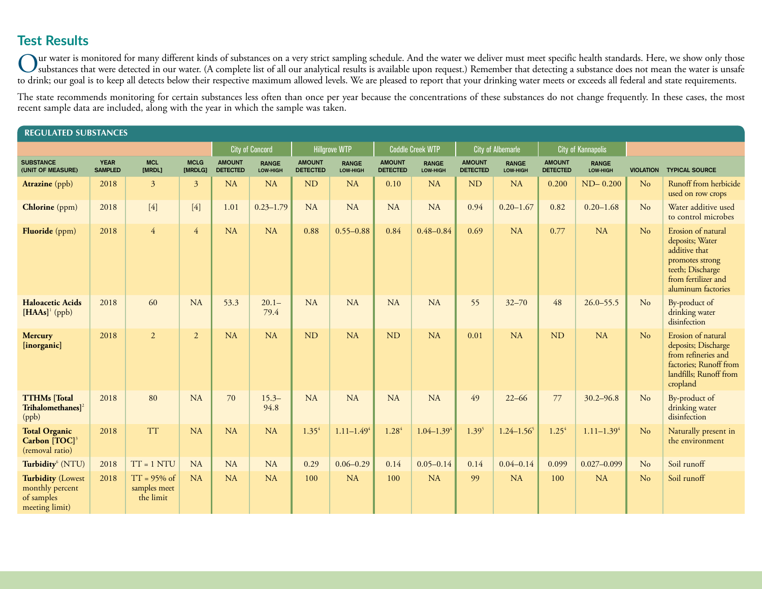## Test Results

Our water is monitored for many different kinds of substances on a very strict sampling schedule. And the water we deliver must meet specific health standards. Here, we show only those substances that were detected in our water. (A complete list of all our analytical results is available upon request.) Remember that detecting a substance does not mean the water is unsafe to drink; our goal is to keep all detects below their respective maximum allowed levels. We are pleased to report that your drinking water meets or exceeds all federal and state requirements.

The state recommends monitoring for certain substances less often than once per year because the concentrations of these substances do not change frequently. In these cases, the most recent sample data are included, along with the year in which the sample was taken.

**REGULATED SUBSTANCES**

| | | | | City of Concord | | Hillgrove WTP | | Coddle Creek WTP | | City of Albemarle | | City of Kannapolis | | | |
|---|---|---|---|---|---|---|---|---|---|---|---|---|---|---|---|
| SUBSTANCE (UNIT OF MEASURE) | YEAR SAMPLED | MCL [MRDL] | MCLG [MRDLG] | AMOUNT DETECTED | RANGE LOW-HIGH | AMOUNT DETECTED | RANGE LOW-HIGH | AMOUNT DETECTED | RANGE LOW-HIGH | AMOUNT DETECTED | RANGE LOW-HIGH | AMOUNT DETECTED | RANGE LOW-HIGH | VIOLATION | TYPICAL SOURCE |
| **Atrazine** (ppb) | 2018 | 3 | 3 | NA | NA | ND | NA | 0.10 | NA | ND | NA | 0.200 | ND– 0.200 | No | Runoff from herbicide used on row crops |
| **Chlorine** (ppm) | 2018 | [4] | [4] | 1.01 | 0.23–1.79 | NA | NA | NA | NA | 0.94 | 0.20–1.67 | 0.82 | 0.20–1.68 | No | Water additive used to control microbes |
| **Fluoride** (ppm) | 2018 | 4 | 4 | NA | NA | 0.88 | 0.55–0.88 | 0.84 | 0.48–0.84 | 0.69 | NA | 0.77 | NA | No | Erosion of natural deposits; Water additive that promotes strong teeth; Discharge from fertilizer and aluminum factories |
| **Haloacetic Acids [HAAs]**[1] (ppb) | 2018 | 60 | NA | 53.3 | 20.1–79.4 | NA | NA | NA | NA | 55 | 32–70 | 48 | 26.0–55.5 | No | By-product of drinking water disinfection |
| **Mercury [inorganic]** | 2018 | 2 | 2 | NA | NA | ND | NA | ND | NA | 0.01 | NA | ND | NA | No | Erosion of natural deposits; Discharge from refineries and factories; Runoff from landfills; Runoff from cropland |
| **TTHMs [Total Trihalomethanes]**[2] (ppb) | 2018 | 80 | NA | 70 | 15.3–94.8 | NA | NA | NA | NA | 49 | 22–66 | 77 | 30.2–96.8 | No | By-product of drinking water disinfection |
| **Total Organic Carbon [TOC]**[3] (removal ratio) | 2018 | TT | NA | NA | NA | 1.35[4] | 1.11–1.49[4] | 1.28[4] | 1.04–1.39[4] | 1.39[5] | 1.24–1.56[5] | 1.25[4] | 1.11–1.39[4] | No | Naturally present in the environment |
| **Turbidity**[6] (NTU) | 2018 | TT = 1 NTU | NA | NA | NA | 0.29 | 0.06–0.29 | 0.14 | 0.05–0.14 | 0.14 | 0.04–0.14 | 0.099 | 0.027–0.099 | No | Soil runoff |
| **Turbidity** (Lowest monthly percent of samples meeting limit) | 2018 | TT = 95% of samples meet the limit | NA | NA | NA | 100 | NA | 100 | NA | 99 | NA | 100 | NA | No | Soil runoff |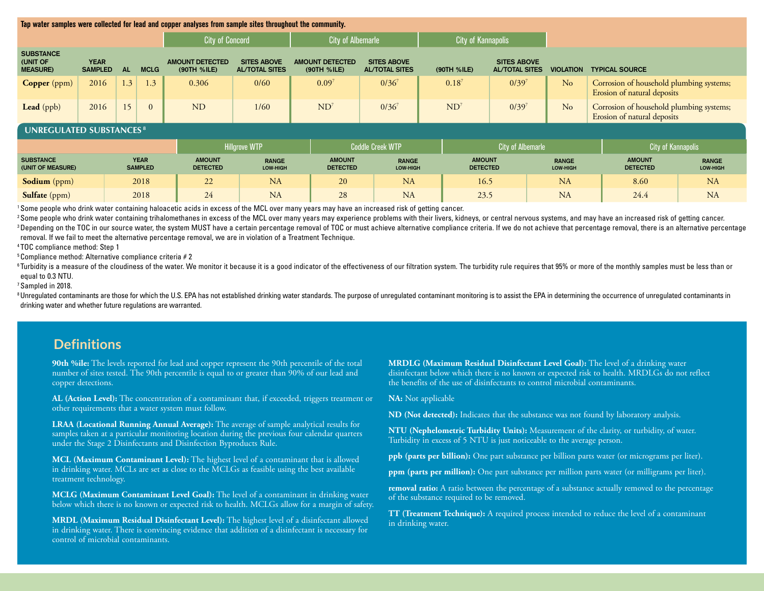Tap water samples were collected for lead and copper analyses from sample sites throughout the community.

| SUBSTANCE (UNIT OF MEASURE) | YEAR SAMPLED | AL | MCLG | City of Concord | | City of Albemarle | | City of Kannapolis | | VIOLATION | TYPICAL SOURCE |
|---|---|---|---|---|---|---|---|---|---|---|---|
| | | | | AMOUNT DETECTED (90TH %ILE) | SITES ABOVE AL/TOTAL SITES | AMOUNT DETECTED (90TH %ILE) | SITES ABOVE AL/TOTAL SITES | (90TH %ILE) | SITES ABOVE AL/TOTAL SITES | | |
| **Copper** (ppm) | 2016 | 1.3 | 1.3 | 0.306 | 0/60 | 0.09[7] | 0/36[7] | 0.18[7] | 0/39[7] | No | Corrosion of household plumbing systems; Erosion of natural deposits |
| **Lead** (ppb) | 2016 | 15 | 0 | ND | 1/60 | ND[7] | 0/36[7] | ND[7] | 0/39[7] | No | Corrosion of household plumbing systems; Erosion of natural deposits |

## UNREGULATED SUBSTANCES [8]

| SUBSTANCE (UNIT OF MEASURE) | YEAR SAMPLED | Hillgrove WTP | | Coddle Creek WTP | | City of Albemarle | | City of Kannapolis | |
|---|---|---|---|---|---|---|---|---|---|
| | | AMOUNT DETECTED | RANGE LOW-HIGH | AMOUNT DETECTED | RANGE LOW-HIGH | AMOUNT DETECTED | RANGE LOW-HIGH | AMOUNT DETECTED | RANGE LOW-HIGH |
| **Sodium** (ppm) | 2018 | 22 | NA | 20 | NA | 16.5 | NA | 8.60 | NA |
| **Sulfate** (ppm) | 2018 | 24 | NA | 28 | NA | 23.5 | NA | 24.4 | NA |

[1] Some people who drink water containing haloacetic acids in excess of the MCL over many years may have an increased risk of getting cancer.

[2] Some people who drink water containing trihalomethanes in excess of the MCL over many years may experience problems with their livers, kidneys, or central nervous systems, and may have an increased risk of getting cancer.

[3] Depending on the TOC in our source water, the system MUST have a certain percentage removal of TOC or must achieve alternative compliance criteria. If we do not achieve that percentage removal, there is an alternative percentage removal. If we fail to meet the alternative percentage removal, we are in violation of a Treatment Technique.

[4] TOC compliance method: Step 1

[5] Compliance method: Alternative compliance criteria # 2

[6] Turbidity is a measure of the cloudiness of the water. We monitor it because it is a good indicator of the effectiveness of our filtration system. The turbidity rule requires that 95% or more of the monthly samples must be less than or equal to 0.3 NTU.

[7] Sampled in 2018.

[8] Unregulated contaminants are those for which the U.S. EPA has not established drinking water standards. The purpose of unregulated contaminant monitoring is to assist the EPA in determining the occurrence of unregulated contaminants in drinking water and whether future regulations are warranted.

## Definitions

**90th %ile:** The levels reported for lead and copper represent the 90th percentile of the total number of sites tested. The 90th percentile is equal to or greater than 90% of our lead and copper detections.

**AL (Action Level):** The concentration of a contaminant that, if exceeded, triggers treatment or other requirements that a water system must follow.

**LRAA (Locational Running Annual Average):** The average of sample analytical results for samples taken at a particular monitoring location during the previous four calendar quarters under the Stage 2 Disinfectants and Disinfection Byproducts Rule.

**MCL (Maximum Contaminant Level):** The highest level of a contaminant that is allowed in drinking water. MCLs are set as close to the MCLGs as feasible using the best available treatment technology.

**MCLG (Maximum Contaminant Level Goal):** The level of a contaminant in drinking water below which there is no known or expected risk to health. MCLGs allow for a margin of safety.

**MRDL (Maximum Residual Disinfectant Level):** The highest level of a disinfectant allowed in drinking water. There is convincing evidence that addition of a disinfectant is necessary for control of microbial contaminants.

**MRDLG (Maximum Residual Disinfectant Level Goal):** The level of a drinking water disinfectant below which there is no known or expected risk to health. MRDLGs do not reflect the benefits of the use of disinfectants to control microbial contaminants.

**NA:** Not applicable

**ND (Not detected):** Indicates that the substance was not found by laboratory analysis.

**NTU (Nephelometric Turbidity Units):** Measurement of the clarity, or turbidity, of water. Turbidity in excess of 5 NTU is just noticeable to the average person.

**ppb (parts per billion):** One part substance per billion parts water (or micrograms per liter).

**ppm (parts per million):** One part substance per million parts water (or milligrams per liter).

**removal ratio:** A ratio between the percentage of a substance actually removed to the percentage of the substance required to be removed.

**TT (Treatment Technique):** A required process intended to reduce the level of a contaminant in drinking water.